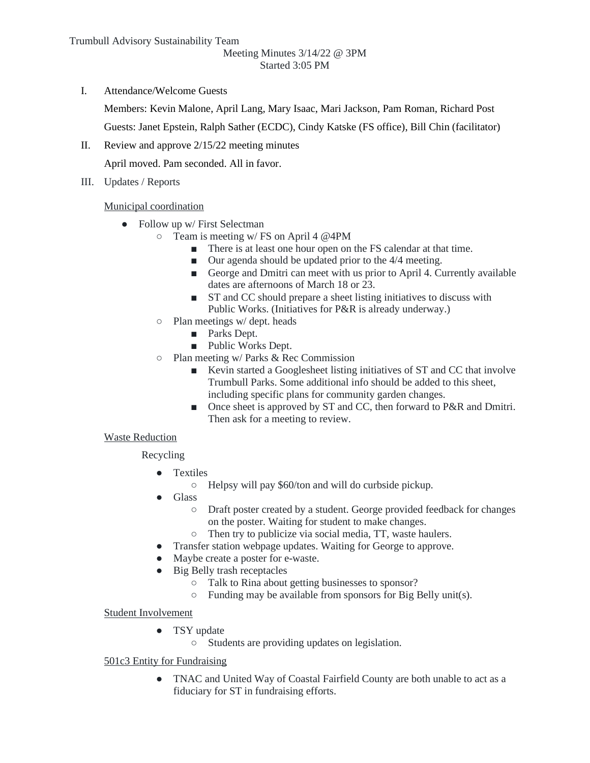Trumbull Advisory Sustainability Team

Meeting Minutes 3/14/22 @ 3PM

Started 3:05 PM

I. Attendance/Welcome Guests

   Members: Kevin Malone, April Lang, Mary Isaac, Mari Jackson, Pam Roman, Richard Post

   Guests: Janet Epstein, Ralph Sather (ECDC), Cindy Katske (FS office), Bill Chin (facilitator)

II. Review and approve 2/15/22 meeting minutes

   April moved. Pam seconded. All in favor.

III. Updates / Reports

<u>Municipal coordination</u>

- Follow up w/ First Selectman
  - Team is meeting w/ FS on April 4 @4PM
    - There is at least one hour open on the FS calendar at that time.
    - Our agenda should be updated prior to the 4/4 meeting.
    - George and Dmitri can meet with us prior to April 4. Currently available dates are afternoons of March 18 or 23.
    - ST and CC should prepare a sheet listing initiatives to discuss with Public Works. (Initiatives for P&R is already underway.)
  - Plan meetings w/ dept. heads
    - Parks Dept.
    - Public Works Dept.
  - Plan meeting w/ Parks & Rec Commission
    - Kevin started a Googlesheet listing initiatives of ST and CC that involve Trumbull Parks. Some additional info should be added to this sheet, including specific plans for community garden changes.
    - Once sheet is approved by ST and CC, then forward to P&R and Dmitri. Then ask for a meeting to review.

<u>Waste Reduction</u>

Recycling

- Textiles
  - Helpsy will pay $60/ton and will do curbside pickup.
- Glass
  - Draft poster created by a student. George provided feedback for changes on the poster. Waiting for student to make changes.
  - Then try to publicize via social media, TT, waste haulers.
- Transfer station webpage updates. Waiting for George to approve.
- Maybe create a poster for e-waste.
- Big Belly trash receptacles
  - Talk to Rina about getting businesses to sponsor?
  - Funding may be available from sponsors for Big Belly unit(s).

<u>Student Involvement</u>

- TSY update
  - Students are providing updates on legislation.

<u>501c3 Entity for Fundraising</u>

- TNAC and United Way of Coastal Fairfield County are both unable to act as a fiduciary for ST in fundraising efforts.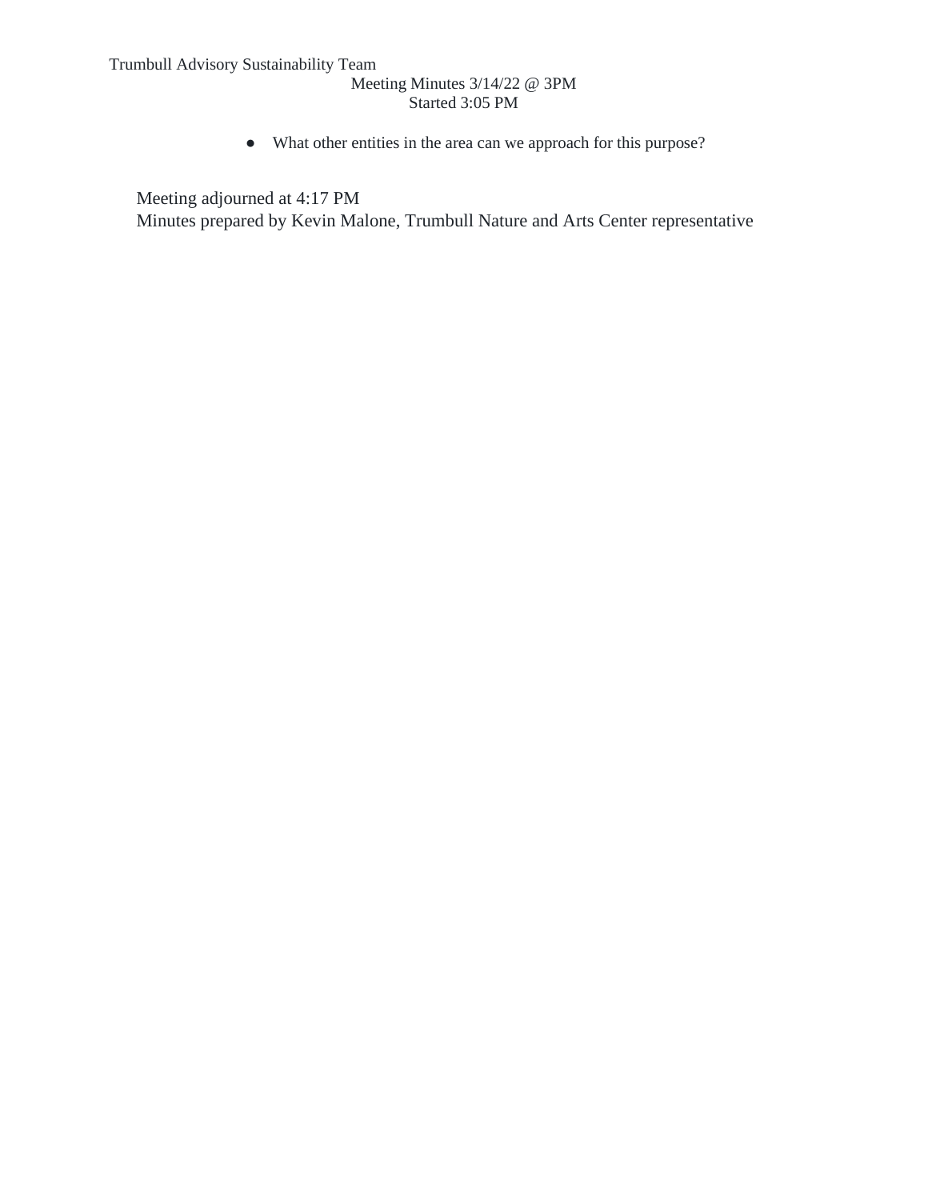- What other entities in the area can we approach for this purpose?

Meeting adjourned at 4:17 PM

Minutes prepared by Kevin Malone, Trumbull Nature and Arts Center representative